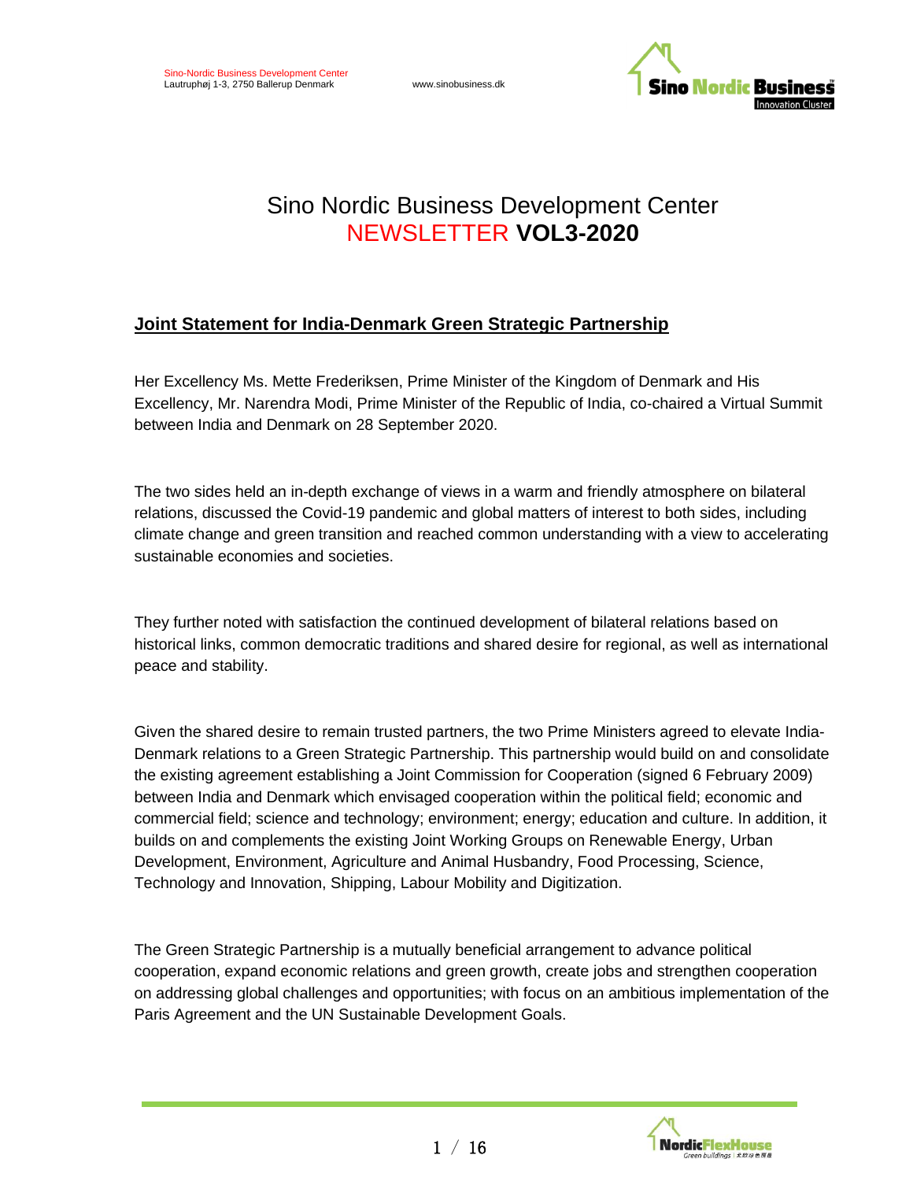# Sino Nordic Business Development Center
# NEWSLETTER **VOL3-2020**

## Joint Statement for India-Denmark Green Strategic Partnership

Her Excellency Ms. Mette Frederiksen, Prime Minister of the Kingdom of Denmark and His Excellency, Mr. Narendra Modi, Prime Minister of the Republic of India, co-chaired a Virtual Summit between India and Denmark on 28 September 2020.

The two sides held an in-depth exchange of views in a warm and friendly atmosphere on bilateral relations, discussed the Covid-19 pandemic and global matters of interest to both sides, including climate change and green transition and reached common understanding with a view to accelerating sustainable economies and societies.

They further noted with satisfaction the continued development of bilateral relations based on historical links, common democratic traditions and shared desire for regional, as well as international peace and stability.

Given the shared desire to remain trusted partners, the two Prime Ministers agreed to elevate India-Denmark relations to a Green Strategic Partnership. This partnership would build on and consolidate the existing agreement establishing a Joint Commission for Cooperation (signed 6 February 2009) between India and Denmark which envisaged cooperation within the political field; economic and commercial field; science and technology; environment; energy; education and culture. In addition, it builds on and complements the existing Joint Working Groups on Renewable Energy, Urban Development, Environment, Agriculture and Animal Husbandry, Food Processing, Science, Technology and Innovation, Shipping, Labour Mobility and Digitization.

The Green Strategic Partnership is a mutually beneficial arrangement to advance political cooperation, expand economic relations and green growth, create jobs and strengthen cooperation on addressing global challenges and opportunities; with focus on an ambitious implementation of the Paris Agreement and the UN Sustainable Development Goals.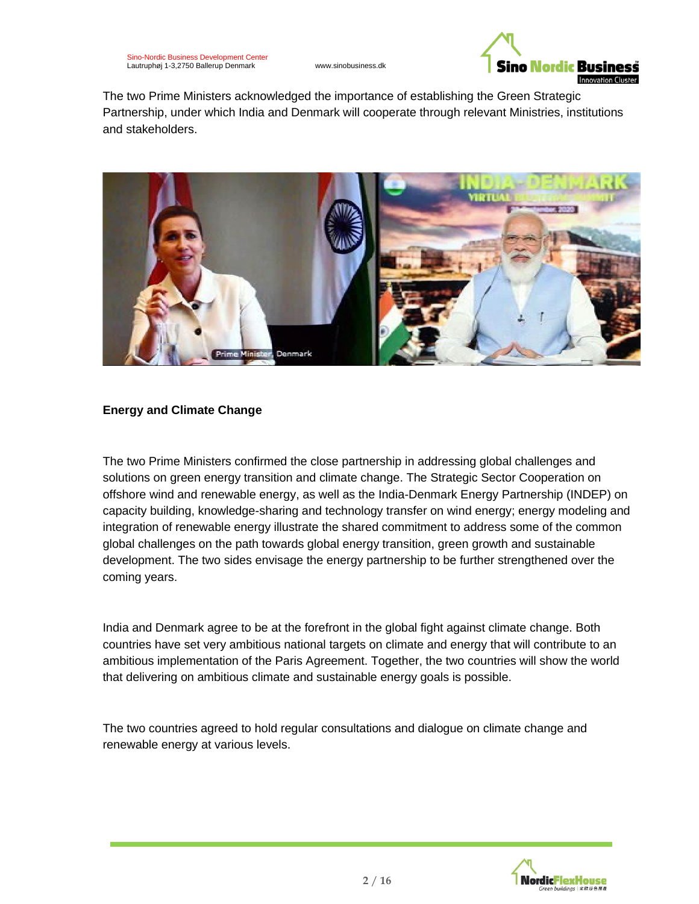The two Prime Ministers acknowledged the importance of establishing the Green Strategic Partnership, under which India and Denmark will cooperate through relevant Ministries, institutions and stakeholders.

**Energy and Climate Change**

The two Prime Ministers confirmed the close partnership in addressing global challenges and solutions on green energy transition and climate change. The Strategic Sector Cooperation on offshore wind and renewable energy, as well as the India-Denmark Energy Partnership (INDEP) on capacity building, knowledge-sharing and technology transfer on wind energy; energy modeling and integration of renewable energy illustrate the shared commitment to address some of the common global challenges on the path towards global energy transition, green growth and sustainable development. The two sides envisage the energy partnership to be further strengthened over the coming years.

India and Denmark agree to be at the forefront in the global fight against climate change. Both countries have set very ambitious national targets on climate and energy that will contribute to an ambitious implementation of the Paris Agreement. Together, the two countries will show the world that delivering on ambitious climate and sustainable energy goals is possible.

The two countries agreed to hold regular consultations and dialogue on climate change and renewable energy at various levels.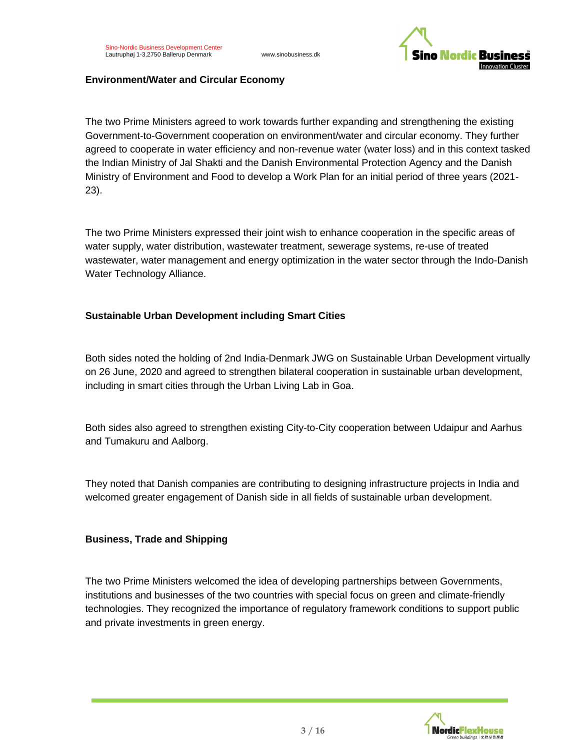## Environment/Water and Circular Economy

The two Prime Ministers agreed to work towards further expanding and strengthening the existing Government-to-Government cooperation on environment/water and circular economy. They further agreed to cooperate in water efficiency and non-revenue water (water loss) and in this context tasked the Indian Ministry of Jal Shakti and the Danish Environmental Protection Agency and the Danish Ministry of Environment and Food to develop a Work Plan for an initial period of three years (2021-23).

The two Prime Ministers expressed their joint wish to enhance cooperation in the specific areas of water supply, water distribution, wastewater treatment, sewerage systems, re-use of treated wastewater, water management and energy optimization in the water sector through the Indo-Danish Water Technology Alliance.

## Sustainable Urban Development including Smart Cities

Both sides noted the holding of 2nd India-Denmark JWG on Sustainable Urban Development virtually on 26 June, 2020 and agreed to strengthen bilateral cooperation in sustainable urban development, including in smart cities through the Urban Living Lab in Goa.

Both sides also agreed to strengthen existing City-to-City cooperation between Udaipur and Aarhus and Tumakuru and Aalborg.

They noted that Danish companies are contributing to designing infrastructure projects in India and welcomed greater engagement of Danish side in all fields of sustainable urban development.

## Business, Trade and Shipping

The two Prime Ministers welcomed the idea of developing partnerships between Governments, institutions and businesses of the two countries with special focus on green and climate-friendly technologies. They recognized the importance of regulatory framework conditions to support public and private investments in green energy.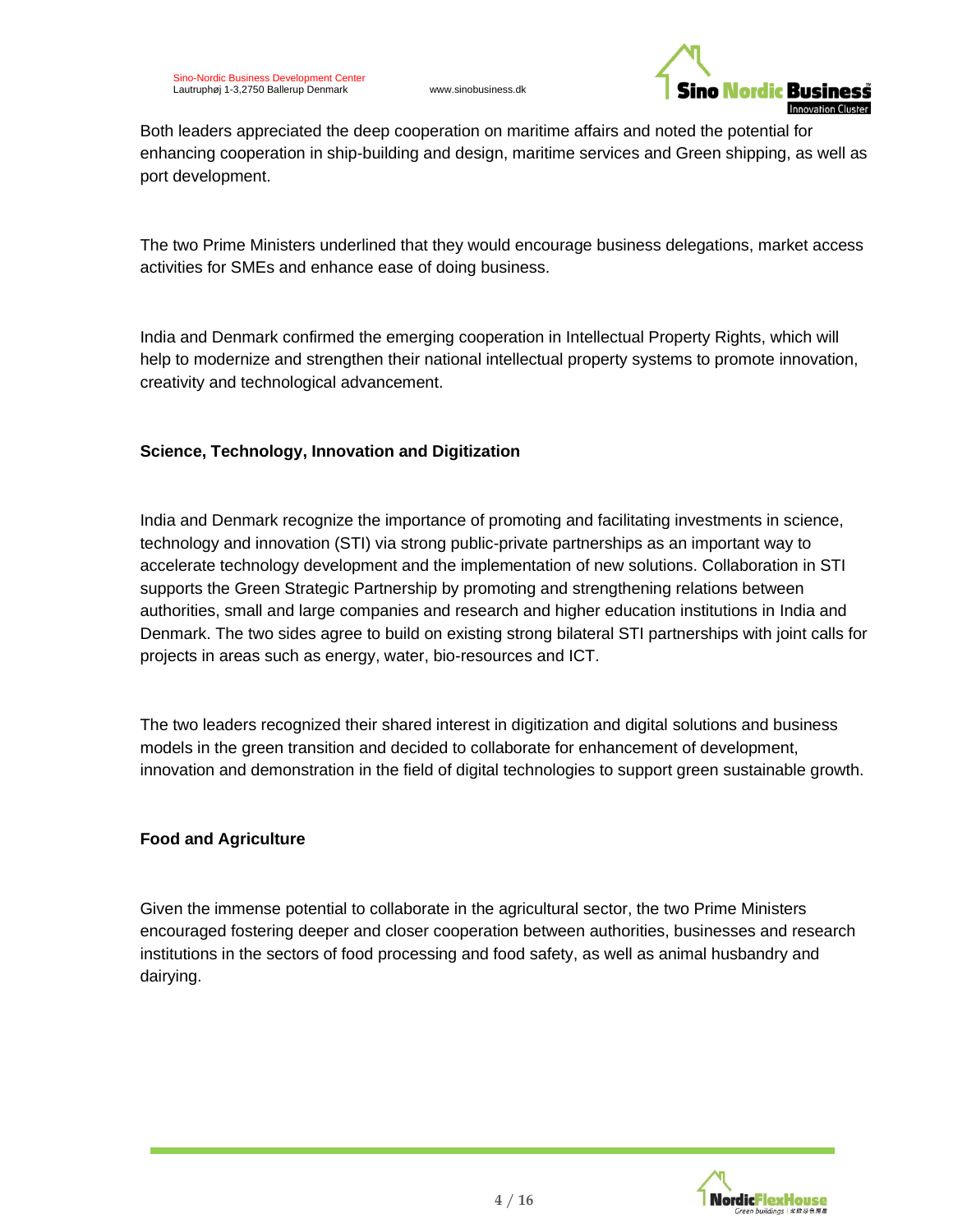Both leaders appreciated the deep cooperation on maritime affairs and noted the potential for enhancing cooperation in ship-building and design, maritime services and Green shipping, as well as port development.

The two Prime Ministers underlined that they would encourage business delegations, market access activities for SMEs and enhance ease of doing business.

India and Denmark confirmed the emerging cooperation in Intellectual Property Rights, which will help to modernize and strengthen their national intellectual property systems to promote innovation, creativity and technological advancement.

**Science, Technology, Innovation and Digitization**

India and Denmark recognize the importance of promoting and facilitating investments in science, technology and innovation (STI) via strong public-private partnerships as an important way to accelerate technology development and the implementation of new solutions. Collaboration in STI supports the Green Strategic Partnership by promoting and strengthening relations between authorities, small and large companies and research and higher education institutions in India and Denmark. The two sides agree to build on existing strong bilateral STI partnerships with joint calls for projects in areas such as energy, water, bio-resources and ICT.

The two leaders recognized their shared interest in digitization and digital solutions and business models in the green transition and decided to collaborate for enhancement of development, innovation and demonstration in the field of digital technologies to support green sustainable growth.

**Food and Agriculture**

Given the immense potential to collaborate in the agricultural sector, the two Prime Ministers encouraged fostering deeper and closer cooperation between authorities, businesses and research institutions in the sectors of food processing and food safety, as well as animal husbandry and dairying.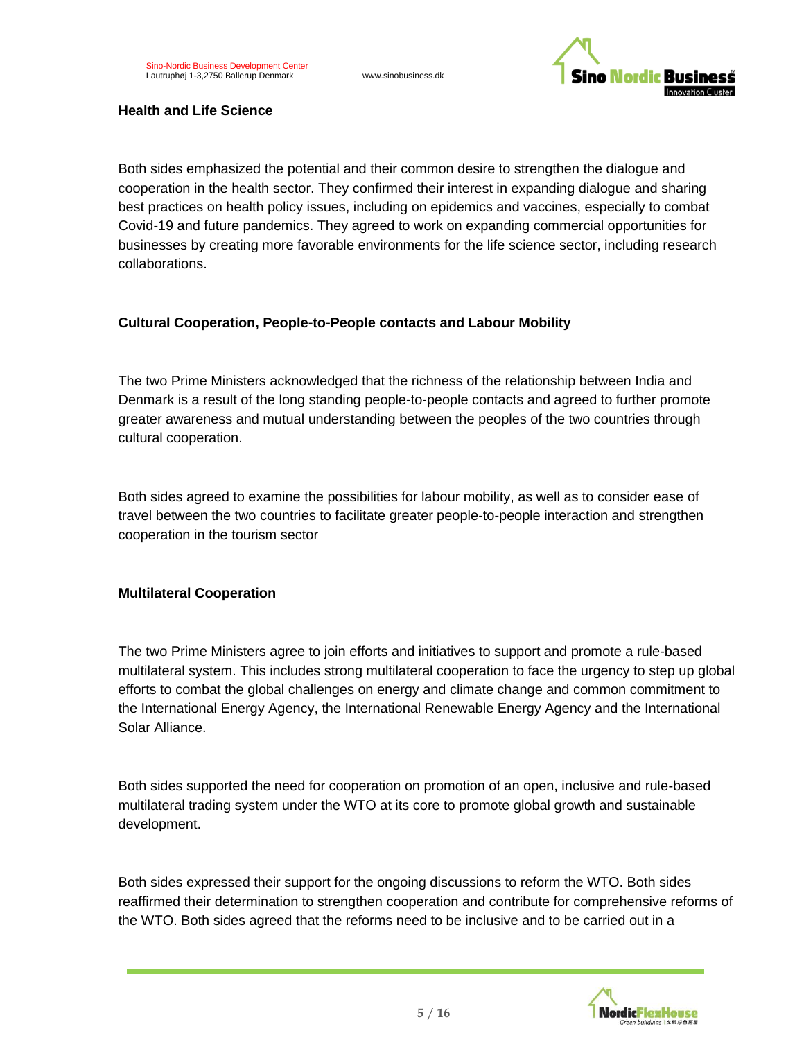**Health and Life Science**

Both sides emphasized the potential and their common desire to strengthen the dialogue and cooperation in the health sector. They confirmed their interest in expanding dialogue and sharing best practices on health policy issues, including on epidemics and vaccines, especially to combat Covid-19 and future pandemics. They agreed to work on expanding commercial opportunities for businesses by creating more favorable environments for the life science sector, including research collaborations.

**Cultural Cooperation, People-to-People contacts and Labour Mobility**

The two Prime Ministers acknowledged that the richness of the relationship between India and Denmark is a result of the long standing people-to-people contacts and agreed to further promote greater awareness and mutual understanding between the peoples of the two countries through cultural cooperation.

Both sides agreed to examine the possibilities for labour mobility, as well as to consider ease of travel between the two countries to facilitate greater people-to-people interaction and strengthen cooperation in the tourism sector

**Multilateral Cooperation**

The two Prime Ministers agree to join efforts and initiatives to support and promote a rule-based multilateral system. This includes strong multilateral cooperation to face the urgency to step up global efforts to combat the global challenges on energy and climate change and common commitment to the International Energy Agency, the International Renewable Energy Agency and the International Solar Alliance.

Both sides supported the need for cooperation on promotion of an open, inclusive and rule-based multilateral trading system under the WTO at its core to promote global growth and sustainable development.

Both sides expressed their support for the ongoing discussions to reform the WTO. Both sides reaffirmed their determination to strengthen cooperation and contribute for comprehensive reforms of the WTO. Both sides agreed that the reforms need to be inclusive and to be carried out in a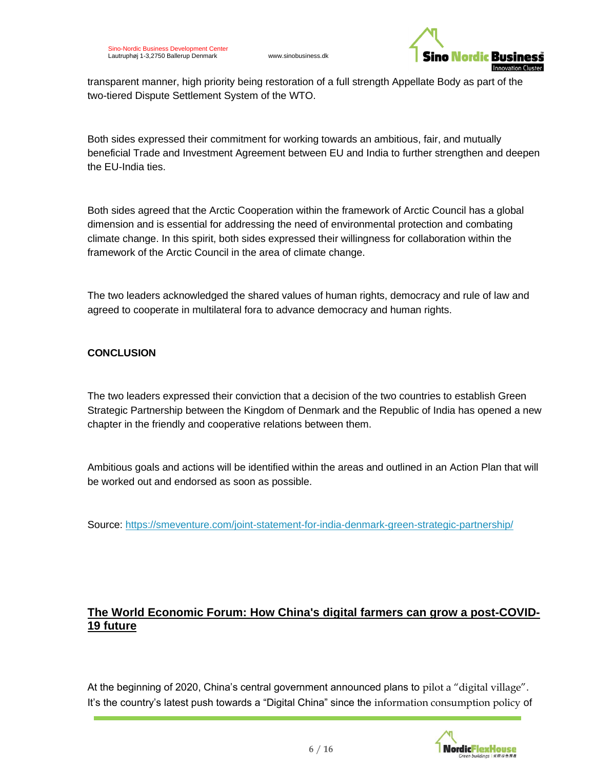transparent manner, high priority being restoration of a full strength Appellate Body as part of the two-tiered Dispute Settlement System of the WTO.

Both sides expressed their commitment for working towards an ambitious, fair, and mutually beneficial Trade and Investment Agreement between EU and India to further strengthen and deepen the EU-India ties.

Both sides agreed that the Arctic Cooperation within the framework of Arctic Council has a global dimension and is essential for addressing the need of environmental protection and combating climate change. In this spirit, both sides expressed their willingness for collaboration within the framework of the Arctic Council in the area of climate change.

The two leaders acknowledged the shared values of human rights, democracy and rule of law and agreed to cooperate in multilateral fora to advance democracy and human rights.

**CONCLUSION**

The two leaders expressed their conviction that a decision of the two countries to establish Green Strategic Partnership between the Kingdom of Denmark and the Republic of India has opened a new chapter in the friendly and cooperative relations between them.

Ambitious goals and actions will be identified within the areas and outlined in an Action Plan that will be worked out and endorsed as soon as possible.

Source: [https://smeventure.com/joint-statement-for-india-denmark-green-strategic-partnership/](https://smeventure.com/joint-statement-for-india-denmark-green-strategic-partnership/)

## The World Economic Forum: How China's digital farmers can grow a post-COVID-19 future

At the beginning of 2020, China's central government announced plans to pilot a "digital village". It's the country's latest push towards a "Digital China" since the information consumption policy of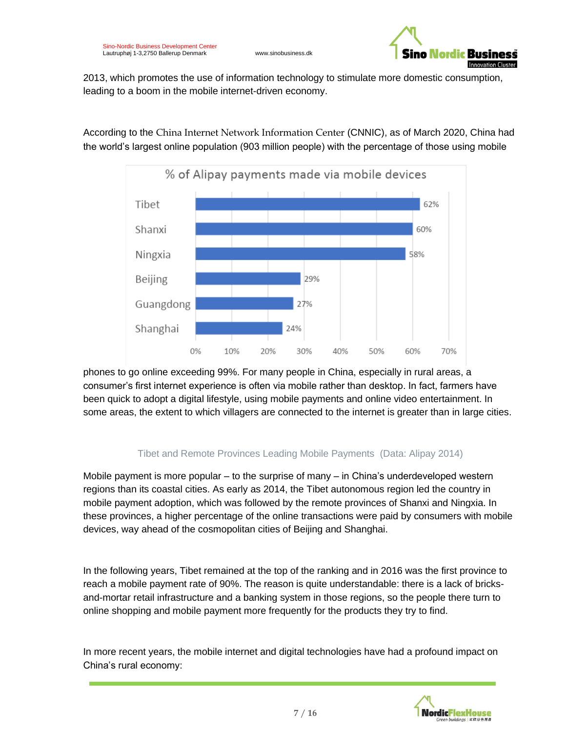2013, which promotes the use of information technology to stimulate more domestic consumption, leading to a boom in the mobile internet-driven economy.

According to the China Internet Network Information Center (CNNIC), as of March 2020, China had the world's largest online population (903 million people) with the percentage of those using mobile phones to go online exceeding 99%. For many people in China, especially in rural areas, a consumer's first internet experience is often via mobile rather than desktop. In fact, farmers have been quick to adopt a digital lifestyle, using mobile payments and online video entertainment. In some areas, the extent to which villagers are connected to the internet is greater than in large cities.

**% of Alipay payments made via mobile devices**

| Region | % |
| --- | --- |
| Tibet | 62% |
| Shanxi | 60% |
| Ningxia | 58% |
| Beijing | 29% |
| Guangdong | 27% |
| Shanghai | 24% |

Tibet and Remote Provinces Leading Mobile Payments (Data: Alipay 2014)

Mobile payment is more popular – to the surprise of many – in China's underdeveloped western regions than its coastal cities. As early as 2014, the Tibet autonomous region led the country in mobile payment adoption, which was followed by the remote provinces of Shanxi and Ningxia. In these provinces, a higher percentage of the online transactions were paid by consumers with mobile devices, way ahead of the cosmopolitan cities of Beijing and Shanghai.

In the following years, Tibet remained at the top of the ranking and in 2016 was the first province to reach a mobile payment rate of 90%. The reason is quite understandable: there is a lack of bricks-and-mortar retail infrastructure and a banking system in those regions, so the people there turn to online shopping and mobile payment more frequently for the products they try to find.

In more recent years, the mobile internet and digital technologies have had a profound impact on China's rural economy: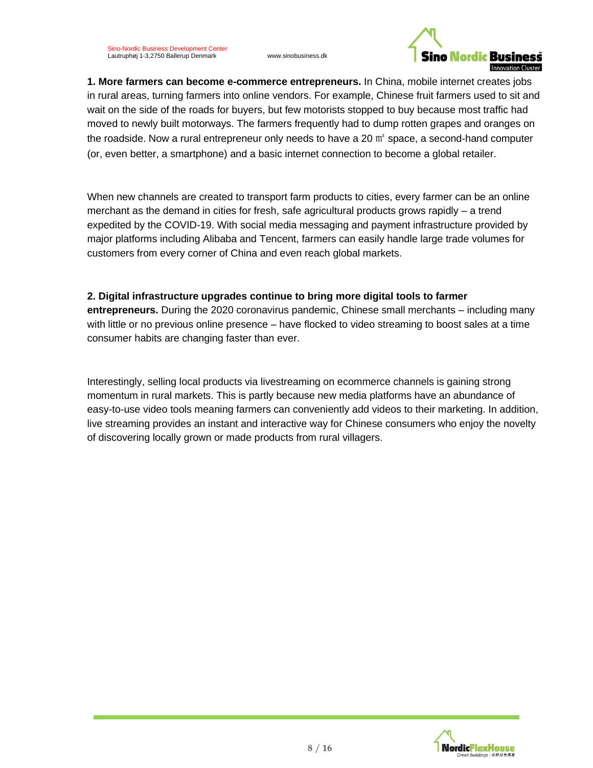**1. More farmers can become e-commerce entrepreneurs.** In China, mobile internet creates jobs in rural areas, turning farmers into online vendors. For example, Chinese fruit farmers used to sit and wait on the side of the roads for buyers, but few motorists stopped to buy because most traffic had moved to newly built motorways. The farmers frequently had to dump rotten grapes and oranges on the roadside. Now a rural entrepreneur only needs to have a 20 ㎡ space, a second-hand computer (or, even better, a smartphone) and a basic internet connection to become a global retailer.

When new channels are created to transport farm products to cities, every farmer can be an online merchant as the demand in cities for fresh, safe agricultural products grows rapidly – a trend expedited by the COVID-19. With social media messaging and payment infrastructure provided by major platforms including Alibaba and Tencent, farmers can easily handle large trade volumes for customers from every corner of China and even reach global markets.

**2. Digital infrastructure upgrades continue to bring more digital tools to farmer entrepreneurs.** During the 2020 coronavirus pandemic, Chinese small merchants – including many with little or no previous online presence – have flocked to video streaming to boost sales at a time consumer habits are changing faster than ever.

Interestingly, selling local products via livestreaming on ecommerce channels is gaining strong momentum in rural markets. This is partly because new media platforms have an abundance of easy-to-use video tools meaning farmers can conveniently add videos to their marketing. In addition, live streaming provides an instant and interactive way for Chinese consumers who enjoy the novelty of discovering locally grown or made products from rural villagers.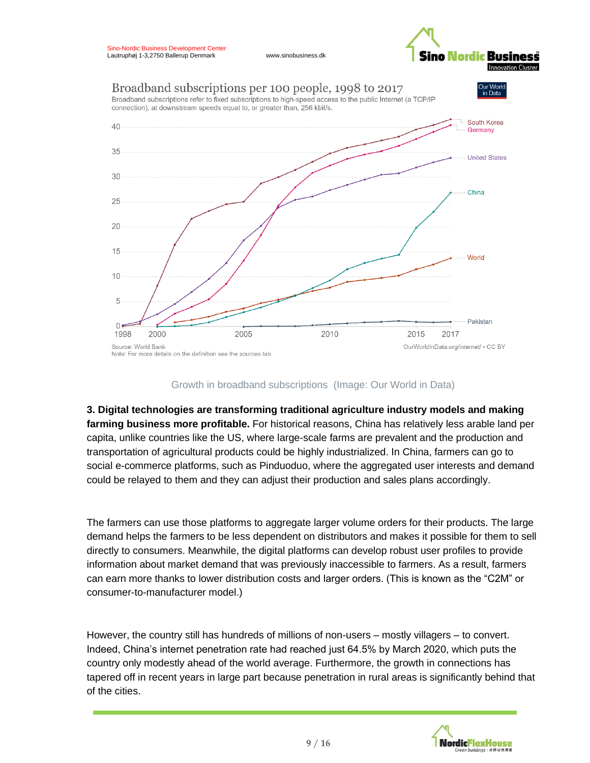Broadband subscriptions per 100 people, 1998 to 2017

Broadband subscriptions refer to fixed subscriptions to high-speed access to the public Internet (a TCP/IP connection), at downstream speeds equal to, or greater than, 256 kbit/s.

Source: World Bank
Note: For more details on the definition see the sources tab.
OurWorldInData.org/internet/ • CC BY

Growth in broadband subscriptions (Image: Our World in Data)

**3. Digital technologies are transforming traditional agriculture industry models and making farming business more profitable.** For historical reasons, China has relatively less arable land per capita, unlike countries like the US, where large-scale farms are prevalent and the production and transportation of agricultural products could be highly industrialized. In China, farmers can go to social e-commerce platforms, such as Pinduoduo, where the aggregated user interests and demand could be relayed to them and they can adjust their production and sales plans accordingly.

The farmers can use those platforms to aggregate larger volume orders for their products. The large demand helps the farmers to be less dependent on distributors and makes it possible for them to sell directly to consumers. Meanwhile, the digital platforms can develop robust user profiles to provide information about market demand that was previously inaccessible to farmers. As a result, farmers can earn more thanks to lower distribution costs and larger orders. (This is known as the “C2M” or consumer-to-manufacturer model.)

However, the country still has hundreds of millions of non-users – mostly villagers – to convert. Indeed, China’s internet penetration rate had reached just 64.5% by March 2020, which puts the country only modestly ahead of the world average. Furthermore, the growth in connections has tapered off in recent years in large part because penetration in rural areas is significantly behind that of the cities.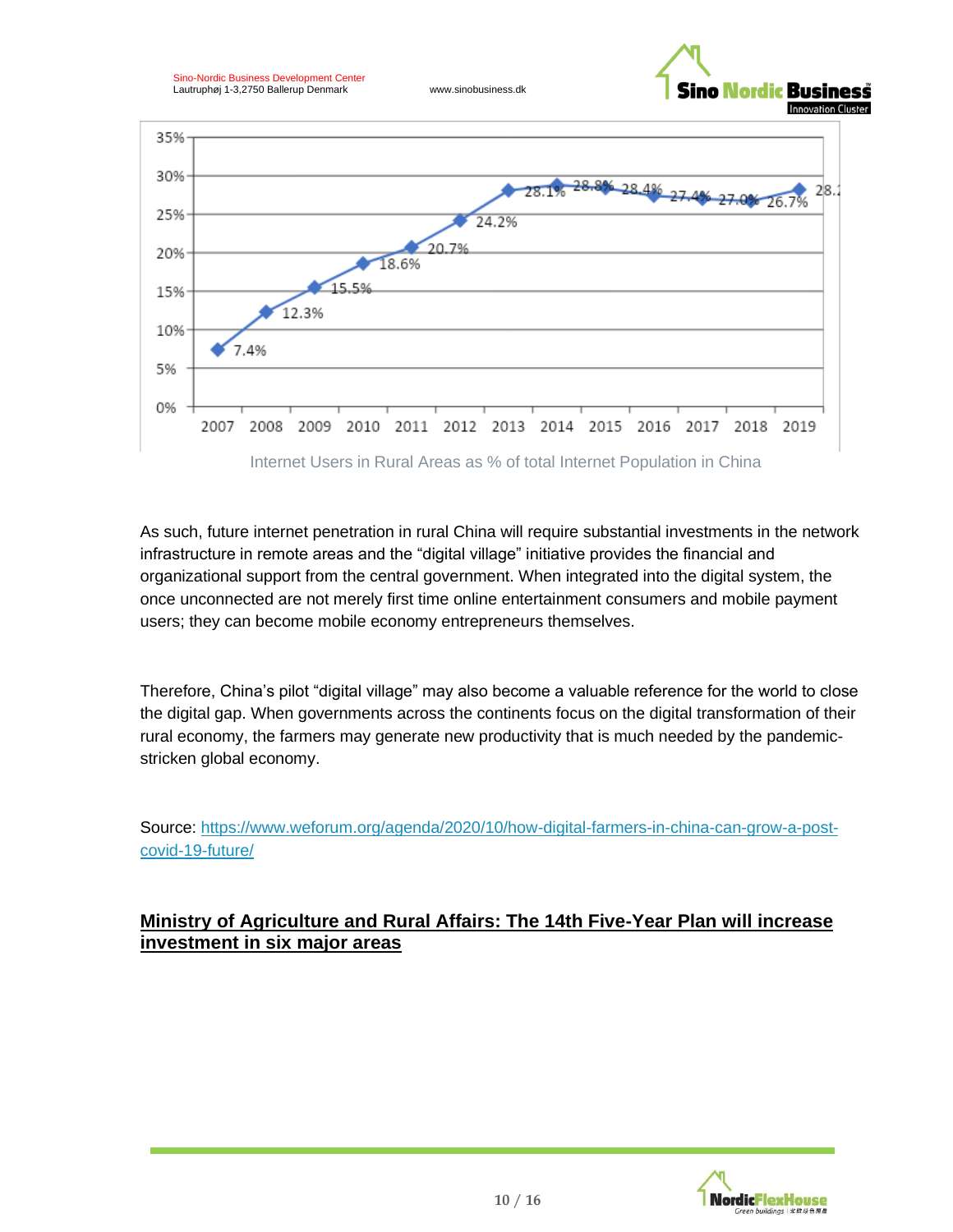Internet Users in Rural Areas as % of total Internet Population in China

As such, future internet penetration in rural China will require substantial investments in the network infrastructure in remote areas and the "digital village" initiative provides the financial and organizational support from the central government. When integrated into the digital system, the once unconnected are not merely first time online entertainment consumers and mobile payment users; they can become mobile economy entrepreneurs themselves.

Therefore, China's pilot "digital village" may also become a valuable reference for the world to close the digital gap. When governments across the continents focus on the digital transformation of their rural economy, the farmers may generate new productivity that is much needed by the pandemic-stricken global economy.

Source: https://www.weforum.org/agenda/2020/10/how-digital-farmers-in-china-can-grow-a-post-covid-19-future/

## Ministry of Agriculture and Rural Affairs: The 14th Five-Year Plan will increase investment in six major areas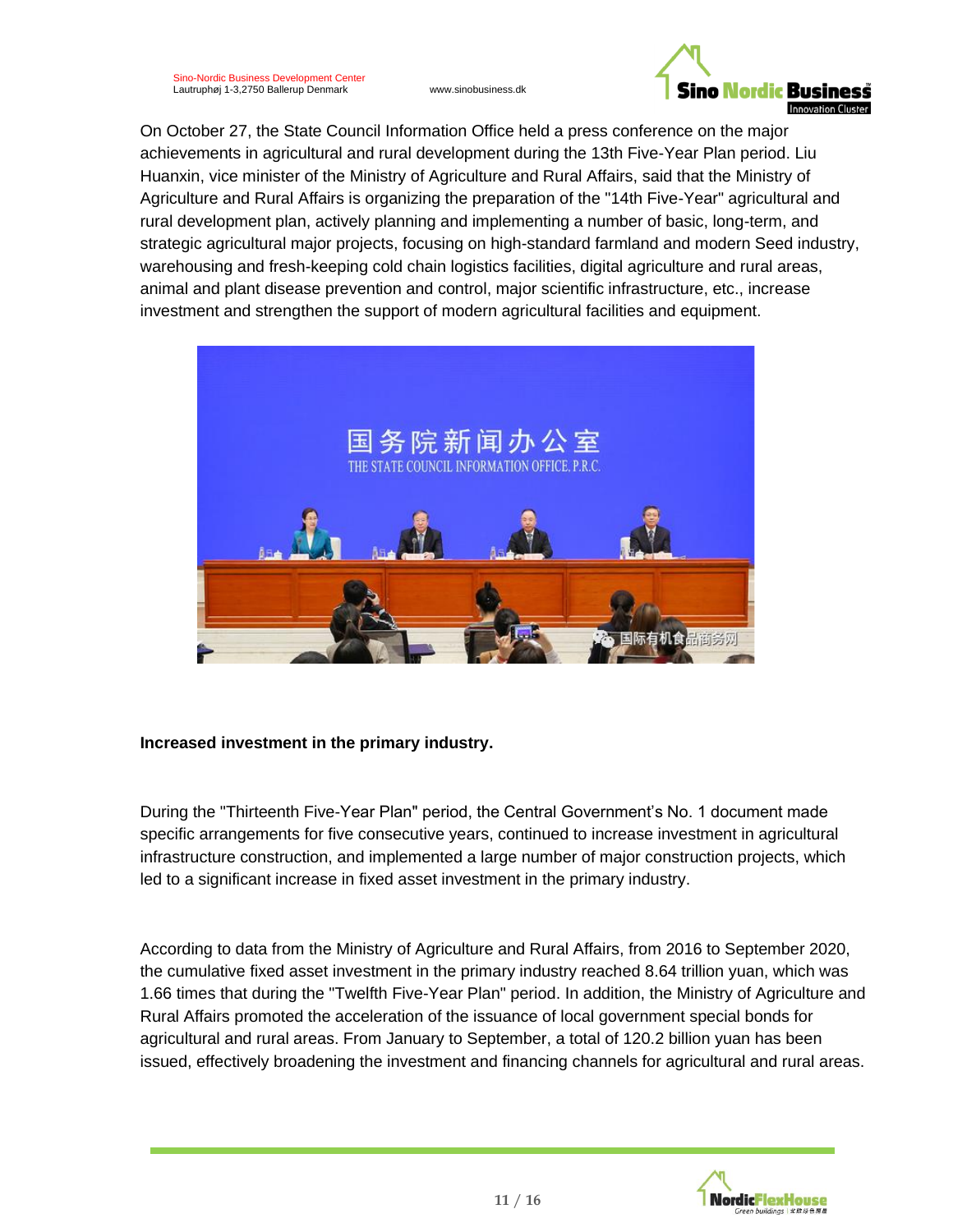On October 27, the State Council Information Office held a press conference on the major achievements in agricultural and rural development during the 13th Five-Year Plan period. Liu Huanxin, vice minister of the Ministry of Agriculture and Rural Affairs, said that the Ministry of Agriculture and Rural Affairs is organizing the preparation of the "14th Five-Year" agricultural and rural development plan, actively planning and implementing a number of basic, long-term, and strategic agricultural major projects, focusing on high-standard farmland and modern Seed industry, warehousing and fresh-keeping cold chain logistics facilities, digital agriculture and rural areas, animal and plant disease prevention and control, major scientific infrastructure, etc., increase investment and strengthen the support of modern agricultural facilities and equipment.

**Increased investment in the primary industry.**

During the "Thirteenth Five-Year Plan" period, the Central Government's No. 1 document made specific arrangements for five consecutive years, continued to increase investment in agricultural infrastructure construction, and implemented a large number of major construction projects, which led to a significant increase in fixed asset investment in the primary industry.

According to data from the Ministry of Agriculture and Rural Affairs, from 2016 to September 2020, the cumulative fixed asset investment in the primary industry reached 8.64 trillion yuan, which was 1.66 times that during the "Twelfth Five-Year Plan" period. In addition, the Ministry of Agriculture and Rural Affairs promoted the acceleration of the issuance of local government special bonds for agricultural and rural areas. From January to September, a total of 120.2 billion yuan has been issued, effectively broadening the investment and financing channels for agricultural and rural areas.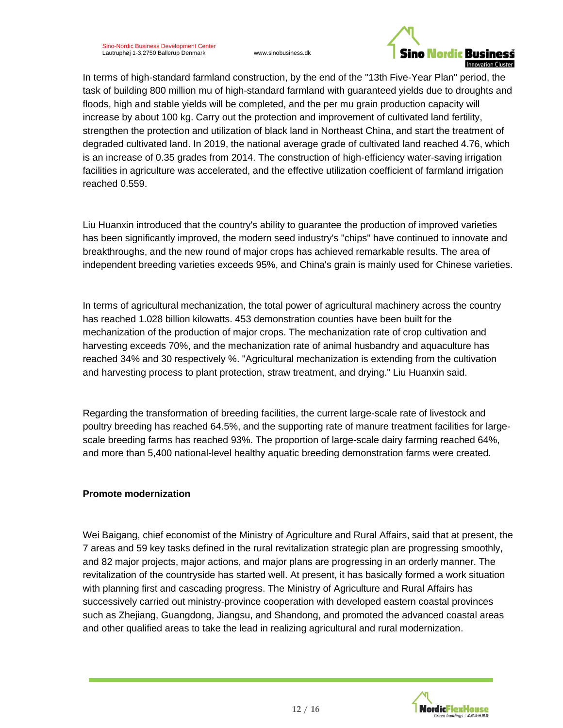In terms of high-standard farmland construction, by the end of the "13th Five-Year Plan" period, the task of building 800 million mu of high-standard farmland with guaranteed yields due to droughts and floods, high and stable yields will be completed, and the per mu grain production capacity will increase by about 100 kg. Carry out the protection and improvement of cultivated land fertility, strengthen the protection and utilization of black land in Northeast China, and start the treatment of degraded cultivated land. In 2019, the national average grade of cultivated land reached 4.76, which is an increase of 0.35 grades from 2014. The construction of high-efficiency water-saving irrigation facilities in agriculture was accelerated, and the effective utilization coefficient of farmland irrigation reached 0.559.

Liu Huanxin introduced that the country's ability to guarantee the production of improved varieties has been significantly improved, the modern seed industry's "chips" have continued to innovate and breakthroughs, and the new round of major crops has achieved remarkable results. The area of independent breeding varieties exceeds 95%, and China's grain is mainly used for Chinese varieties.

In terms of agricultural mechanization, the total power of agricultural machinery across the country has reached 1.028 billion kilowatts. 453 demonstration counties have been built for the mechanization of the production of major crops. The mechanization rate of crop cultivation and harvesting exceeds 70%, and the mechanization rate of animal husbandry and aquaculture has reached 34% and 30 respectively %. "Agricultural mechanization is extending from the cultivation and harvesting process to plant protection, straw treatment, and drying." Liu Huanxin said.

Regarding the transformation of breeding facilities, the current large-scale rate of livestock and poultry breeding has reached 64.5%, and the supporting rate of manure treatment facilities for large-scale breeding farms has reached 93%. The proportion of large-scale dairy farming reached 64%, and more than 5,400 national-level healthy aquatic breeding demonstration farms were created.

**Promote modernization**

Wei Baigang, chief economist of the Ministry of Agriculture and Rural Affairs, said that at present, the 7 areas and 59 key tasks defined in the rural revitalization strategic plan are progressing smoothly, and 82 major projects, major actions, and major plans are progressing in an orderly manner. The revitalization of the countryside has started well. At present, it has basically formed a work situation with planning first and cascading progress. The Ministry of Agriculture and Rural Affairs has successively carried out ministry-province cooperation with developed eastern coastal provinces such as Zhejiang, Guangdong, Jiangsu, and Shandong, and promoted the advanced coastal areas and other qualified areas to take the lead in realizing agricultural and rural modernization.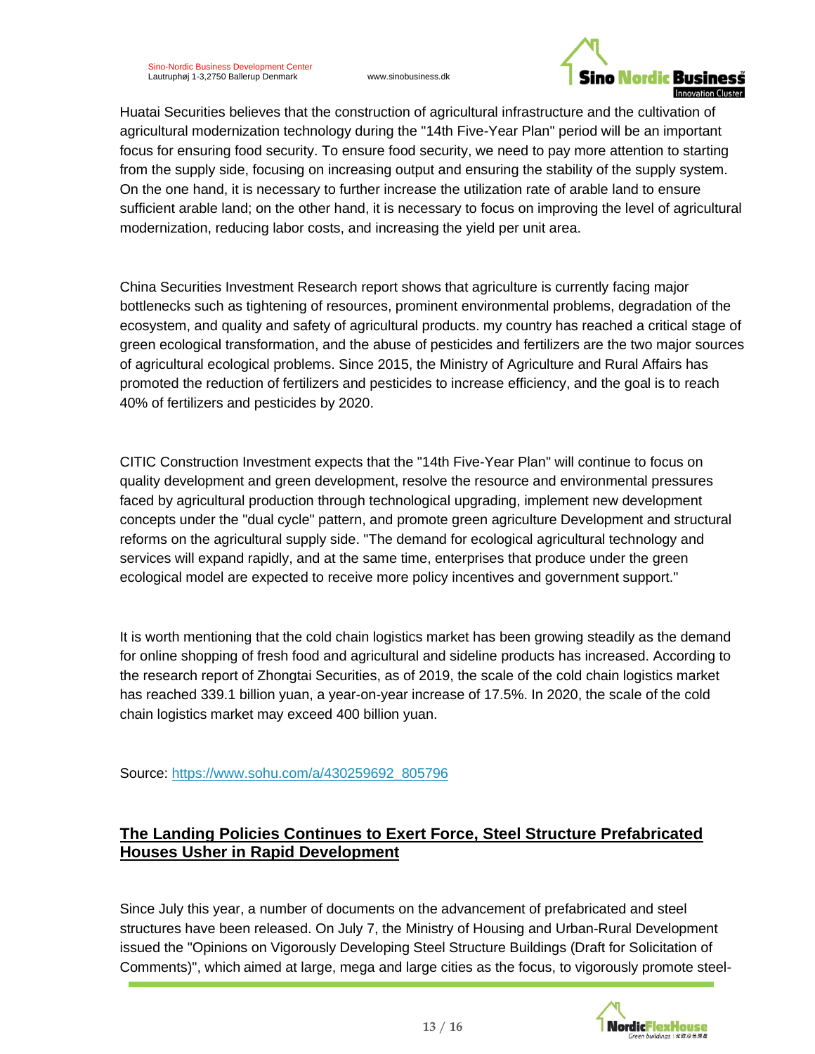Huatai Securities believes that the construction of agricultural infrastructure and the cultivation of agricultural modernization technology during the "14th Five-Year Plan" period will be an important focus for ensuring food security. To ensure food security, we need to pay more attention to starting from the supply side, focusing on increasing output and ensuring the stability of the supply system. On the one hand, it is necessary to further increase the utilization rate of arable land to ensure sufficient arable land; on the other hand, it is necessary to focus on improving the level of agricultural modernization, reducing labor costs, and increasing the yield per unit area.

China Securities Investment Research report shows that agriculture is currently facing major bottlenecks such as tightening of resources, prominent environmental problems, degradation of the ecosystem, and quality and safety of agricultural products. my country has reached a critical stage of green ecological transformation, and the abuse of pesticides and fertilizers are the two major sources of agricultural ecological problems. Since 2015, the Ministry of Agriculture and Rural Affairs has promoted the reduction of fertilizers and pesticides to increase efficiency, and the goal is to reach 40% of fertilizers and pesticides by 2020.

CITIC Construction Investment expects that the "14th Five-Year Plan" will continue to focus on quality development and green development, resolve the resource and environmental pressures faced by agricultural production through technological upgrading, implement new development concepts under the "dual cycle" pattern, and promote green agriculture Development and structural reforms on the agricultural supply side. "The demand for ecological agricultural technology and services will expand rapidly, and at the same time, enterprises that produce under the green ecological model are expected to receive more policy incentives and government support."

It is worth mentioning that the cold chain logistics market has been growing steadily as the demand for online shopping of fresh food and agricultural and sideline products has increased. According to the research report of Zhongtai Securities, as of 2019, the scale of the cold chain logistics market has reached 339.1 billion yuan, a year-on-year increase of 17.5%. In 2020, the scale of the cold chain logistics market may exceed 400 billion yuan.

Source: [https://www.sohu.com/a/430259692_805796](https://www.sohu.com/a/430259692_805796)

## The Landing Policies Continues to Exert Force, Steel Structure Prefabricated Houses Usher in Rapid Development

Since July this year, a number of documents on the advancement of prefabricated and steel structures have been released. On July 7, the Ministry of Housing and Urban-Rural Development issued the "Opinions on Vigorously Developing Steel Structure Buildings (Draft for Solicitation of Comments)", which aimed at large, mega and large cities as the focus, to vigorously promote steel-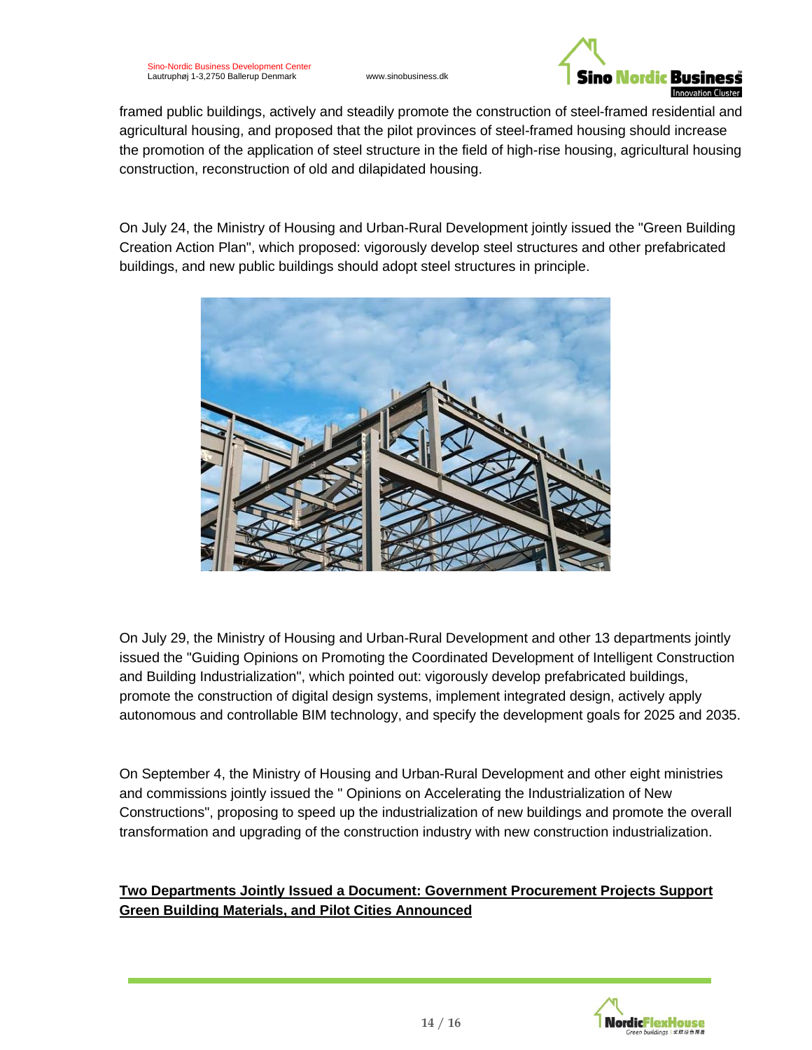framed public buildings, actively and steadily promote the construction of steel-framed residential and agricultural housing, and proposed that the pilot provinces of steel-framed housing should increase the promotion of the application of steel structure in the field of high-rise housing, agricultural housing construction, reconstruction of old and dilapidated housing.

On July 24, the Ministry of Housing and Urban-Rural Development jointly issued the "Green Building Creation Action Plan", which proposed: vigorously develop steel structures and other prefabricated buildings, and new public buildings should adopt steel structures in principle.

On July 29, the Ministry of Housing and Urban-Rural Development and other 13 departments jointly issued the "Guiding Opinions on Promoting the Coordinated Development of Intelligent Construction and Building Industrialization", which pointed out: vigorously develop prefabricated buildings, promote the construction of digital design systems, implement integrated design, actively apply autonomous and controllable BIM technology, and specify the development goals for 2025 and 2035.

On September 4, the Ministry of Housing and Urban-Rural Development and other eight ministries and commissions jointly issued the " Opinions on Accelerating the Industrialization of New Constructions", proposing to speed up the industrialization of new buildings and promote the overall transformation and upgrading of the construction industry with new construction industrialization.

**Two Departments Jointly Issued a Document: Government Procurement Projects Support Green Building Materials, and Pilot Cities Announced**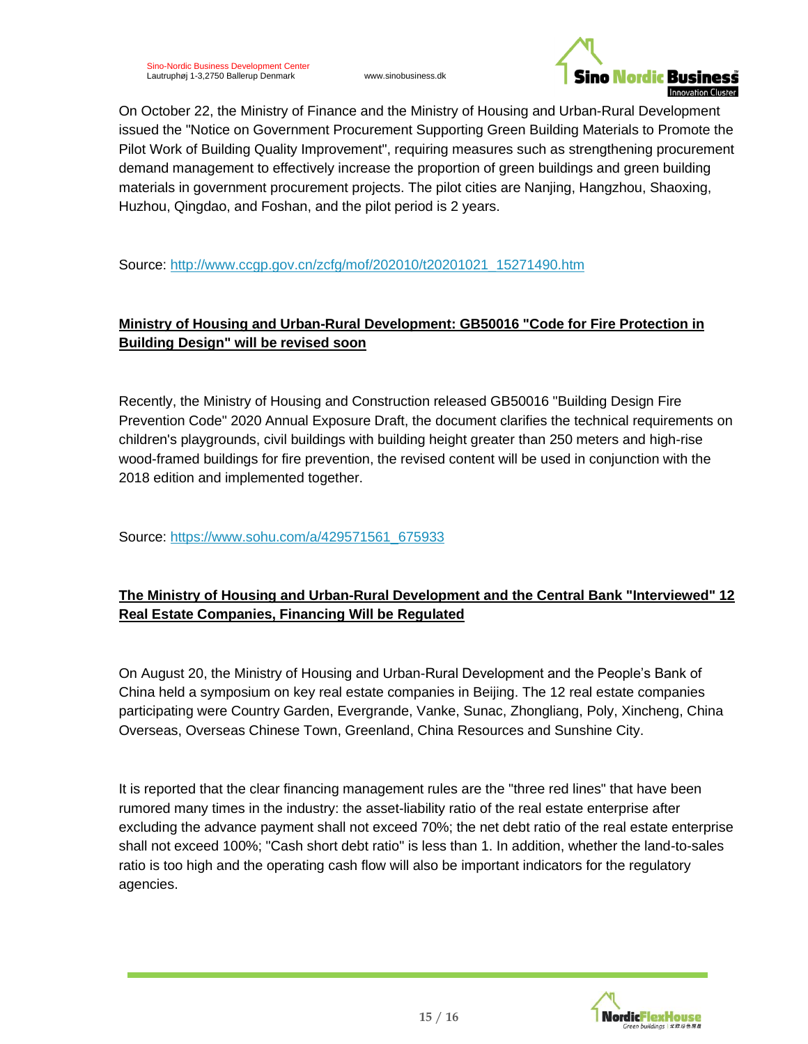On October 22, the Ministry of Finance and the Ministry of Housing and Urban-Rural Development issued the "Notice on Government Procurement Supporting Green Building Materials to Promote the Pilot Work of Building Quality Improvement", requiring measures such as strengthening procurement demand management to effectively increase the proportion of green buildings and green building materials in government procurement projects. The pilot cities are Nanjing, Hangzhou, Shaoxing, Huzhou, Qingdao, and Foshan, and the pilot period is 2 years.

Source: [http://www.ccgp.gov.cn/zcfg/mof/202010/t20201021_15271490.htm](http://www.ccgp.gov.cn/zcfg/mof/202010/t20201021_15271490.htm)

## Ministry of Housing and Urban-Rural Development: GB50016 "Code for Fire Protection in Building Design" will be revised soon

Recently, the Ministry of Housing and Construction released GB50016 "Building Design Fire Prevention Code" 2020 Annual Exposure Draft, the document clarifies the technical requirements on children's playgrounds, civil buildings with building height greater than 250 meters and high-rise wood-framed buildings for fire prevention, the revised content will be used in conjunction with the 2018 edition and implemented together.

Source: [https://www.sohu.com/a/429571561_675933](https://www.sohu.com/a/429571561_675933)

## The Ministry of Housing and Urban-Rural Development and the Central Bank "Interviewed" 12 Real Estate Companies, Financing Will be Regulated

On August 20, the Ministry of Housing and Urban-Rural Development and the People's Bank of China held a symposium on key real estate companies in Beijing. The 12 real estate companies participating were Country Garden, Evergrande, Vanke, Sunac, Zhongliang, Poly, Xincheng, China Overseas, Overseas Chinese Town, Greenland, China Resources and Sunshine City.

It is reported that the clear financing management rules are the "three red lines" that have been rumored many times in the industry: the asset-liability ratio of the real estate enterprise after excluding the advance payment shall not exceed 70%; the net debt ratio of the real estate enterprise shall not exceed 100%; "Cash short debt ratio" is less than 1. In addition, whether the land-to-sales ratio is too high and the operating cash flow will also be important indicators for the regulatory agencies.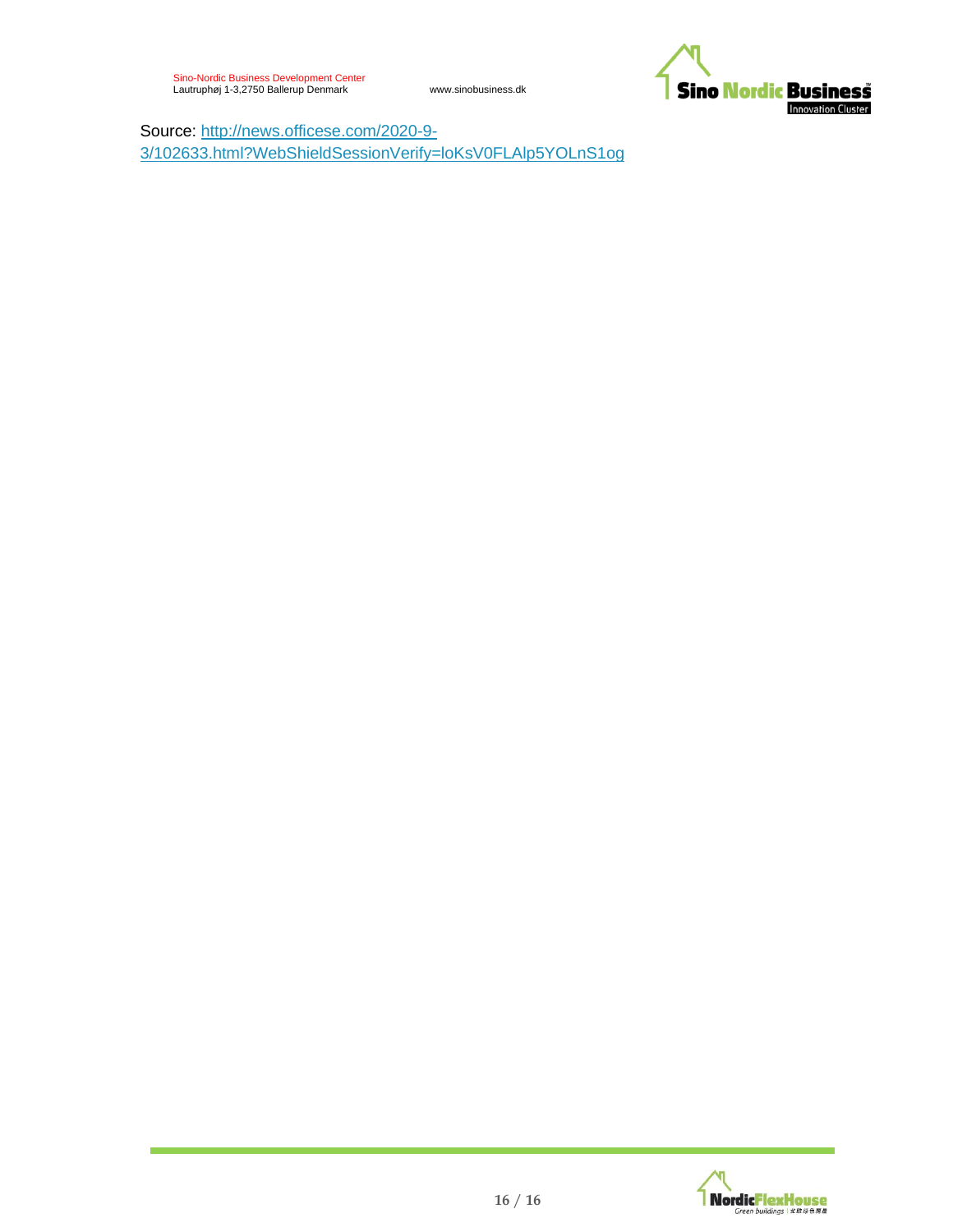Source: [http://news.officese.com/2020-9-3/102633.html?WebShieldSessionVerify=loKsV0FLAlp5YOLnS1og](http://news.officese.com/2020-9-3/102633.html?WebShieldSessionVerify=loKsV0FLAlp5YOLnS1og)